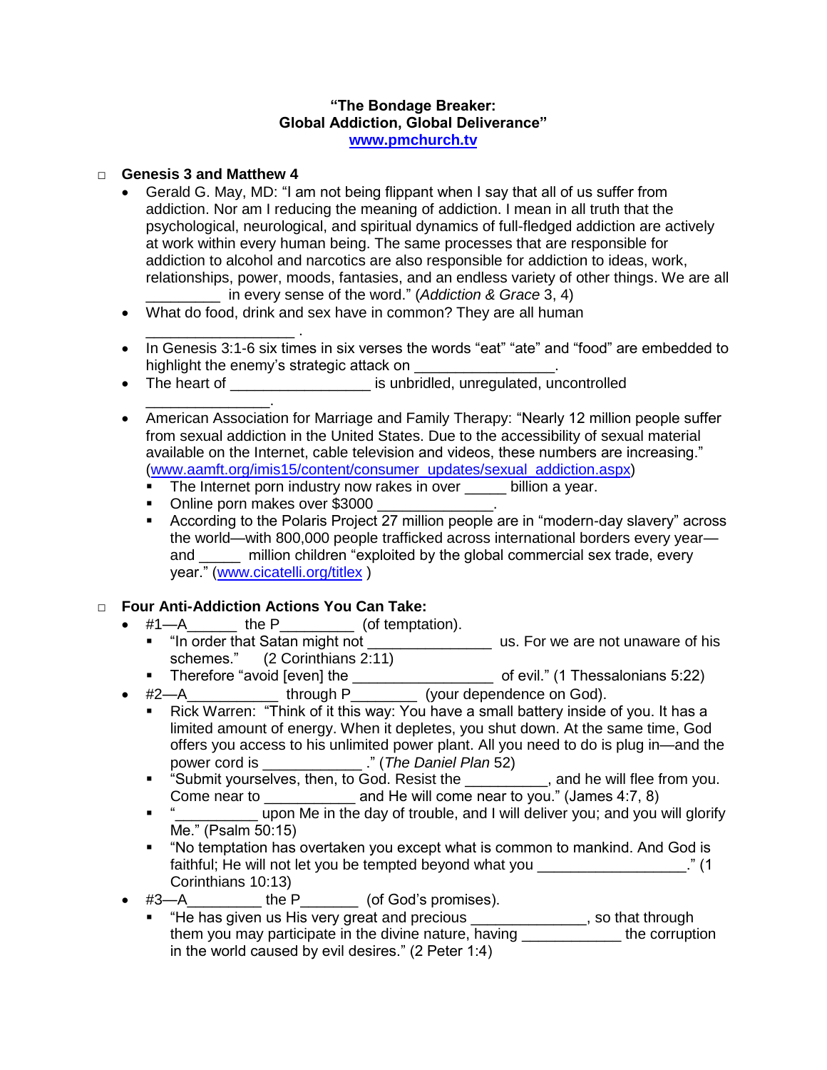**"The Bondage Breaker:**
**Global Addiction, Global Deliverance"**
**[www.pmchurch.tv](http://www.pmchurch.tv)**

- **Genesis 3 and Matthew 4**
  - Gerald G. May, MD: "I am not being flippant when I say that all of us suffer from addiction. Nor am I reducing the meaning of addiction. I mean in all truth that the psychological, neurological, and spiritual dynamics of full-fledged addiction are actively at work within every human being. The same processes that are responsible for addiction to alcohol and narcotics are also responsible for addiction to ideas, work, relationships, power, moods, fantasies, and an endless variety of other things. We are all _________ in every sense of the word." (*Addiction & Grace* 3, 4)
  - What do food, drink and sex have in common? They are all human __________________ .
  - In Genesis 3:1-6 six times in six verses the words "eat" "ate" and "food" are embedded to highlight the enemy's strategic attack on _________________.
  - The heart of _________________ is unbridled, unregulated, uncontrolled _______________.
  - American Association for Marriage and Family Therapy: "Nearly 12 million people suffer from sexual addiction in the United States. Due to the accessibility of sexual material available on the Internet, cable television and videos, these numbers are increasing." ([www.aamft.org/imis15/content/consumer_updates/sexual_addiction.aspx](http://www.aamft.org/imis15/content/consumer_updates/sexual_addiction.aspx))
    - The Internet porn industry now rakes in over _____ billion a year.
    - Online porn makes over $3000 ______________.
    - According to the Polaris Project 27 million people are in "modern-day slavery" across the world—with 800,000 people trafficked across international borders every year—and _____ million children "exploited by the global commercial sex trade, every year." ([www.cicatelli.org/titlex](http://www.cicatelli.org/titlex) )

- **Four Anti-Addiction Actions You Can Take:**
  - #1—A______ the P_________ (of temptation).
    - "In order that Satan might not _______________ us. For we are not unaware of his schemes." (2 Corinthians 2:11)
    - Therefore "avoid [even] the _________________ of evil." (1 Thessalonians 5:22)
  - #2—A___________ through P________ (your dependence on God).
    - Rick Warren: "Think of it this way: You have a small battery inside of you. It has a limited amount of energy. When it depletes, you shut down. At the same time, God offers you access to his unlimited power plant. All you need to do is plug in—and the power cord is ____________ ." (*The Daniel Plan* 52)
    - "Submit yourselves, then, to God. Resist the __________, and he will flee from you. Come near to ___________ and He will come near to you." (James 4:7, 8)
    - "__________ upon Me in the day of trouble, and I will deliver you; and you will glorify Me." (Psalm 50:15)
    - "No temptation has overtaken you except what is common to mankind. And God is faithful; He will not let you be tempted beyond what you __________________." (1 Corinthians 10:13)
  - #3—A_________ the P_______ (of God's promises).
    - "He has given us His very great and precious ______________, so that through them you may participate in the divine nature, having ____________ the corruption in the world caused by evil desires." (2 Peter 1:4)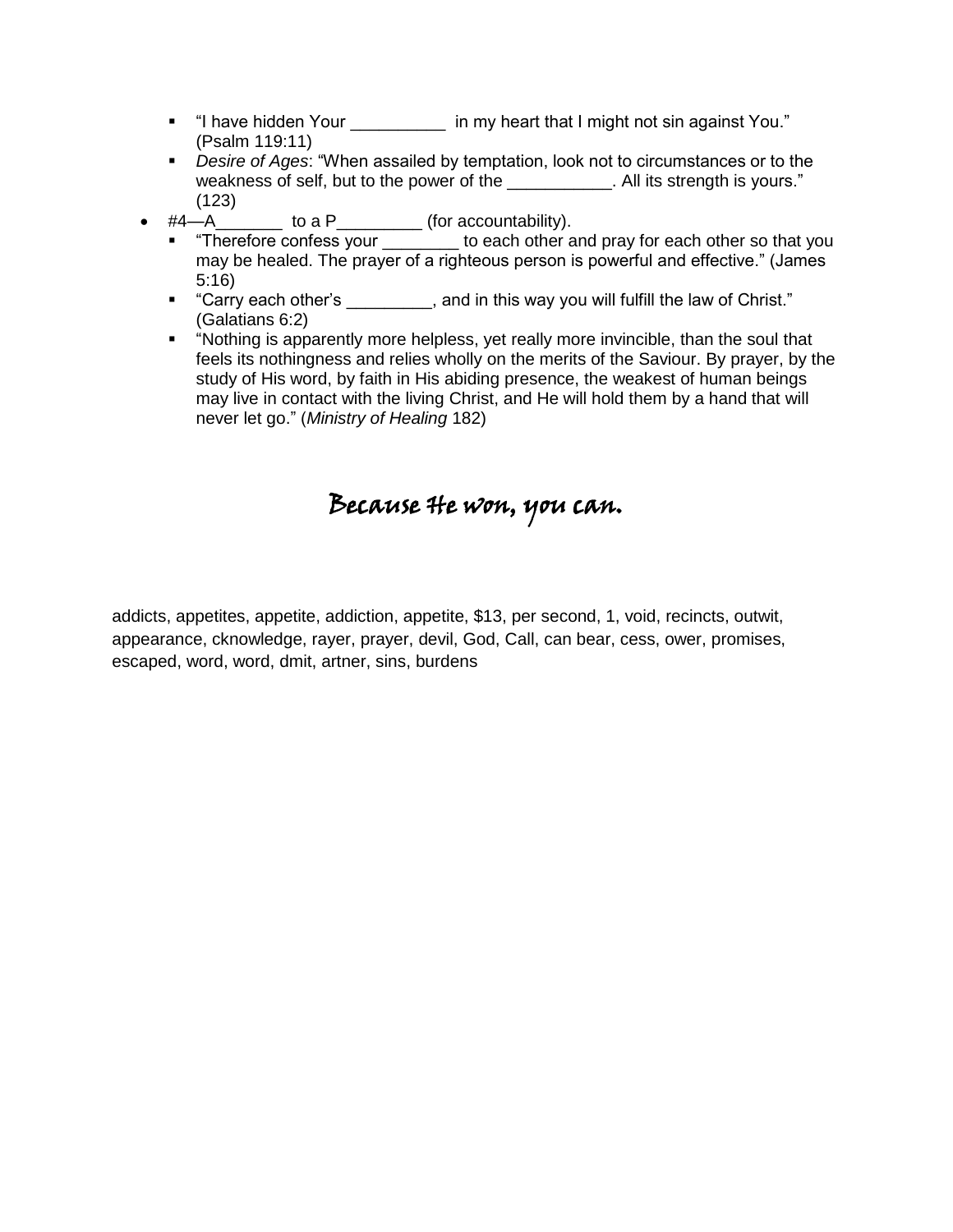- "I have hidden Your __________ in my heart that I might not sin against You." (Psalm 119:11)
- *Desire of Ages*: "When assailed by temptation, look not to circumstances or to the weakness of self, but to the power of the ___________. All its strength is yours." (123)

- #4—A_______ to a P_________ (for accountability).
  - "Therefore confess your ________ to each other and pray for each other so that you may be healed. The prayer of a righteous person is powerful and effective." (James 5:16)
  - "Carry each other's _________, and in this way you will fulfill the law of Christ." (Galatians 6:2)
  - "Nothing is apparently more helpless, yet really more invincible, than the soul that feels its nothingness and relies wholly on the merits of the Saviour. By prayer, by the study of His word, by faith in His abiding presence, the weakest of human beings may live in contact with the living Christ, and He will hold them by a hand that will never let go." (*Ministry of Healing* 182)

## Because He won, you can.

addicts, appetites, appetite, addiction, appetite, $13, per second, 1, void, recincts, outwit, appearance, cknowledge, rayer, prayer, devil, God, Call, can bear, cess, ower, promises, escaped, word, word, dmit, artner, sins, burdens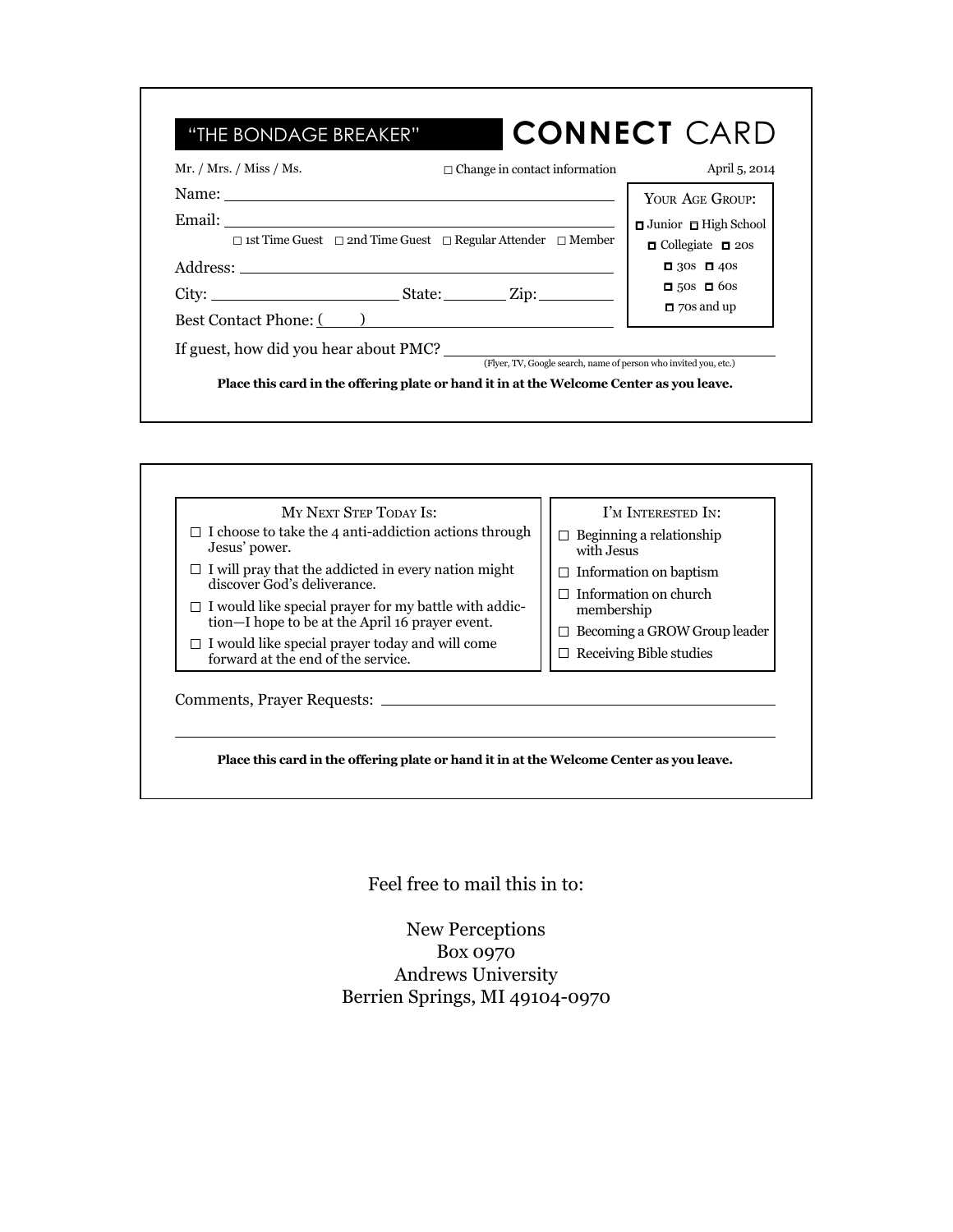“THE BONDAGE BREAKER” **CONNECT** CARD

Mr. / Mrs. / Miss / Ms. ☐ Change in contact information April 5, 2014

Name: ______________________________

Email: ______________________________

☐ 1st Time Guest ☐ 2nd Time Guest ☐ Regular Attender ☐ Member

Address: ______________________________

City: ____________ State: ______ Zip: ________

Best Contact Phone: (    ) ______________

**Your Age Group:**

☐ Junior ☐ High School
☐ Collegiate ☐ 20s
☐ 30s ☐ 40s
☐ 50s ☐ 60s
☐ 70s and up

If guest, how did you hear about PMC? ______________________________
(Flyer, TV, Google search, name of person who invited you, etc.)

**Place this card in the offering plate or hand it in at the Welcome Center as you leave.**

---

**My Next Step Today Is:**

- ☐ I choose to take the 4 anti-addiction actions through Jesus’ power.
- ☐ I will pray that the addicted in every nation might discover God’s deliverance.
- ☐ I would like special prayer for my battle with addiction—I hope to be at the April 16 prayer event.
- ☐ I would like special prayer today and will come forward at the end of the service.

**I’m Interested In:**

- ☐ Beginning a relationship with Jesus
- ☐ Information on baptism
- ☐ Information on church membership
- ☐ Becoming a GROW Group leader
- ☐ Receiving Bible studies

Comments, Prayer Requests: ______________________________

______________________________

**Place this card in the offering plate or hand it in at the Welcome Center as you leave.**

---

Feel free to mail this in to:

New Perceptions
Box 0970
Andrews University
Berrien Springs, MI 49104-0970